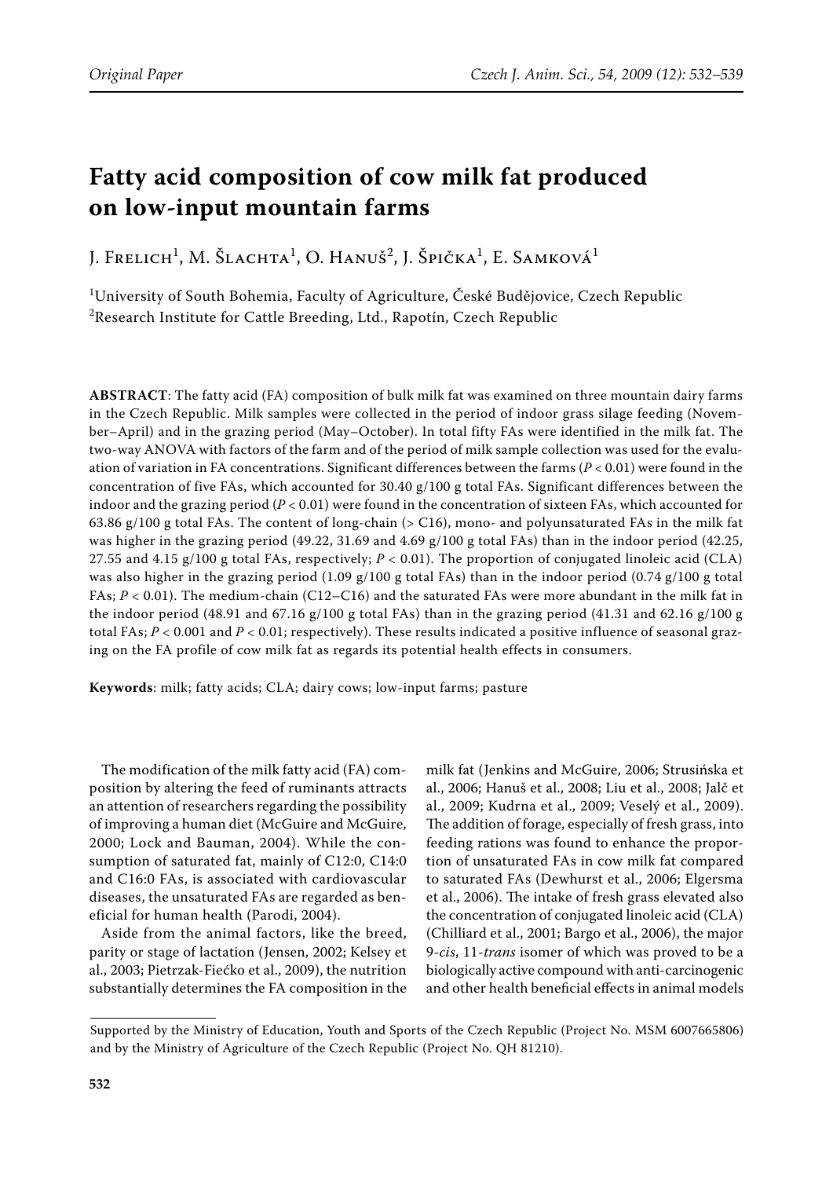Original Paper

# Fatty acid composition of cow milk fat produced on low-input mountain farms

J. Frelich[1], M. Šlachta[1], O. Hanuš[2], J. Špička[1], E. Samková[1]

[1]University of South Bohemia, Faculty of Agriculture, České Budějovice, Czech Republic
[2]Research Institute for Cattle Breeding, Ltd., Rapotín, Czech Republic

**ABSTRACT**: The fatty acid (FA) composition of bulk milk fat was examined on three mountain dairy farms in the Czech Republic. Milk samples were collected in the period of indoor grass silage feeding (November–April) and in the grazing period (May–October). In total fifty FAs were identified in the milk fat. The two-way ANOVA with factors of the farm and of the period of milk sample collection was used for the evaluation of variation in FA concentrations. Significant differences between the farms ($P < 0.01$) were found in the concentration of five FAs, which accounted for 30.40 g/100 g total FAs. Significant differences between the indoor and the grazing period ($P < 0.01$) were found in the concentration of sixteen FAs, which accounted for 63.86 g/100 g total FAs. The content of long-chain (> C16), mono- and polyunsaturated FAs in the milk fat was higher in the grazing period (49.22, 31.69 and 4.69 g/100 g total FAs) than in the indoor period (42.25, 27.55 and 4.15 g/100 g total FAs, respectively; $P < 0.01$). The proportion of conjugated linoleic acid (CLA) was also higher in the grazing period (1.09 g/100 g total FAs) than in the indoor period (0.74 g/100 g total FAs; $P < 0.01$). The medium-chain (C12–C16) and the saturated FAs were more abundant in the milk fat in the indoor period (48.91 and 67.16 g/100 g total FAs) than in the grazing period (41.31 and 62.16 g/100 g total FAs; $P < 0.001$ and $P < 0.01$; respectively). These results indicated a positive influence of seasonal grazing on the FA profile of cow milk fat as regards its potential health effects in consumers.

**Keywords**: milk; fatty acids; CLA; dairy cows; low-input farms; pasture

The modification of the milk fatty acid (FA) composition by altering the feed of ruminants attracts an attention of researchers regarding the possibility of improving a human diet (McGuire and McGuire, 2000; Lock and Bauman, 2004). While the consumption of saturated fat, mainly of C12:0, C14:0 and C16:0 FAs, is associated with cardiovascular diseases, the unsaturated FAs are regarded as beneficial for human health (Parodi, 2004).

Aside from the animal factors, like the breed, parity or stage of lactation (Jensen, 2002; Kelsey et al., 2003; Pietrzak-Fiećko et al., 2009), the nutrition substantially determines the FA composition in the milk fat (Jenkins and McGuire, 2006; Strusińska et al., 2006; Hanuš et al., 2008; Liu et al., 2008; Jalč et al., 2009; Kudrna et al., 2009; Veselý et al., 2009). The addition of forage, especially of fresh grass, into feeding rations was found to enhance the proportion of unsaturated FAs in cow milk fat compared to saturated FAs (Dewhurst et al., 2006; Elgersma et al., 2006). The intake of fresh grass elevated also the concentration of conjugated linoleic acid (CLA) (Chilliard et al., 2001; Bargo et al., 2006), the major 9-*cis*, 11-*trans* isomer of which was proved to be a biologically active compound with anti-carcinogenic and other health beneficial effects in animal models

Supported by the Ministry of Education, Youth and Sports of the Czech Republic (Project No. MSM 6007665806) and by the Ministry of Agriculture of the Czech Republic (Project No. QH 81210).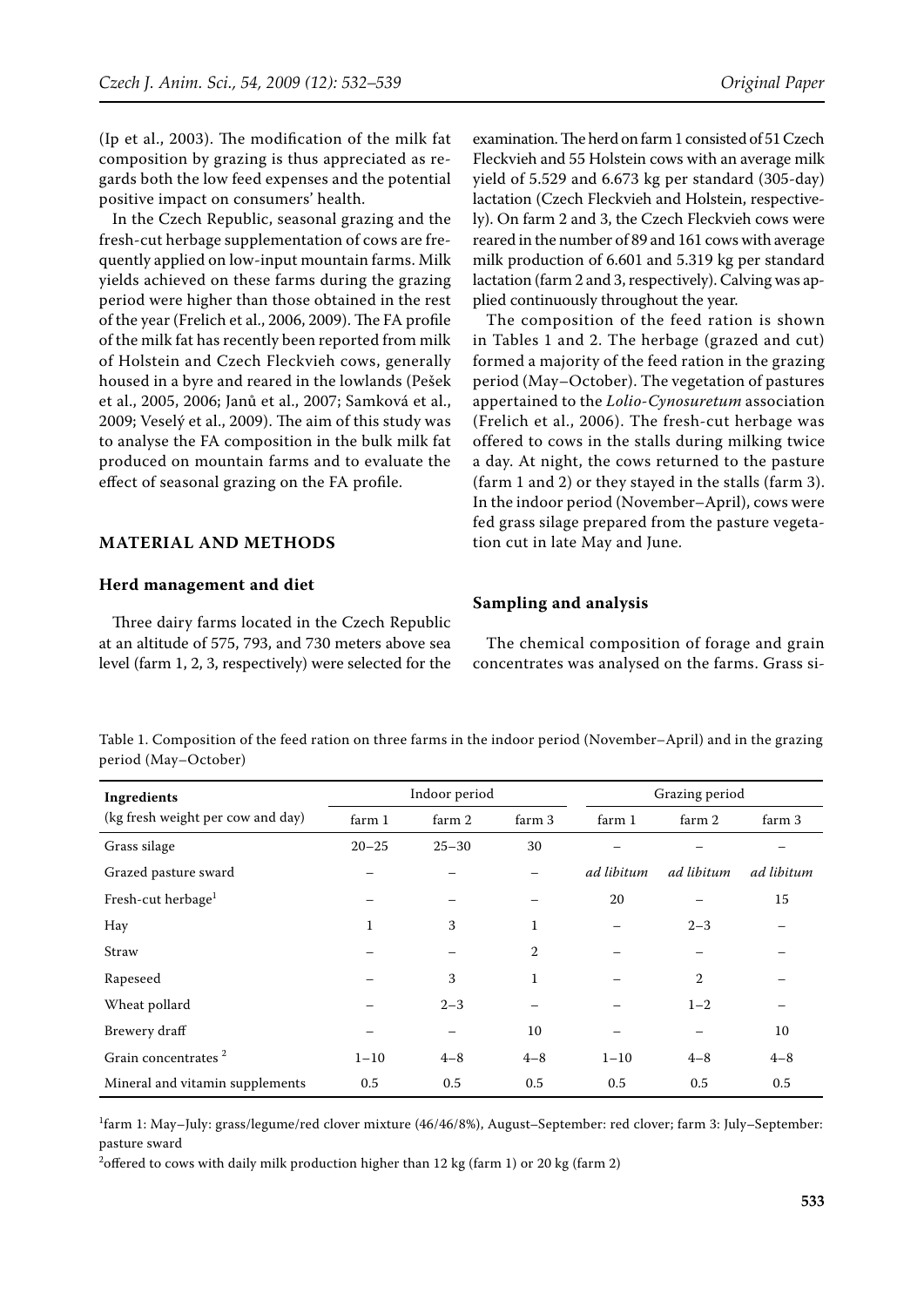(Ip et al., 2003). The modification of the milk fat composition by grazing is thus appreciated as regards both the low feed expenses and the potential positive impact on consumers' health.

In the Czech Republic, seasonal grazing and the fresh-cut herbage supplementation of cows are frequently applied on low-input mountain farms. Milk yields achieved on these farms during the grazing period were higher than those obtained in the rest of the year (Frelich et al., 2006, 2009). The FA profile of the milk fat has recently been reported from milk of Holstein and Czech Fleckvieh cows, generally housed in a byre and reared in the lowlands (Pešek et al., 2005, 2006; Janů et al., 2007; Samková et al., 2009; Veselý et al., 2009). The aim of this study was to analyse the FA composition in the bulk milk fat produced on mountain farms and to evaluate the effect of seasonal grazing on the FA profile.

## MATERIAL AND METHODS

### Herd management and diet

Three dairy farms located in the Czech Republic at an altitude of 575, 793, and 730 meters above sea level (farm 1, 2, 3, respectively) were selected for the examination. The herd on farm 1 consisted of 51 Czech Fleckvieh and 55 Holstein cows with an average milk yield of 5.529 and 6.673 kg per standard (305-day) lactation (Czech Fleckvieh and Holstein, respectively). On farm 2 and 3, the Czech Fleckvieh cows were reared in the number of 89 and 161 cows with average milk production of 6.601 and 5.319 kg per standard lactation (farm 2 and 3, respectively). Calving was applied continuously throughout the year.

The composition of the feed ration is shown in Tables 1 and 2. The herbage (grazed and cut) formed a majority of the feed ration in the grazing period (May–October). The vegetation of pastures appertained to the *Lolio-Cynosuretum* association (Frelich et al., 2006). The fresh-cut herbage was offered to cows in the stalls during milking twice a day. At night, the cows returned to the pasture (farm 1 and 2) or they stayed in the stalls (farm 3). In the indoor period (November–April), cows were fed grass silage prepared from the pasture vegetation cut in late May and June.

### Sampling and analysis

The chemical composition of forage and grain concentrates was analysed on the farms. Grass si-

Table 1. Composition of the feed ration on three farms in the indoor period (November–April) and in the grazing period (May–October)

| Ingredients (kg fresh weight per cow and day) | Indoor period | | | Grazing period | | |
|---|---|---|---|---|---|---|
| | farm 1 | farm 2 | farm 3 | farm 1 | farm 2 | farm 3 |
| Grass silage | 20–25 | 25–30 | 30 | – | – | – |
| Grazed pasture sward | – | – | – | *ad libitum* | *ad libitum* | *ad libitum* |
| Fresh-cut herbage[1] | – | – | – | 20 | – | 15 |
| Hay | 1 | 3 | 1 | – | 2–3 | – |
| Straw | – | – | 2 | – | – | – |
| Rapeseed | – | 3 | 1 | – | 2 | – |
| Wheat pollard | – | 2–3 | – | – | 1–2 | – |
| Brewery draff | – | – | 10 | – | – | 10 |
| Grain concentrates [2] | 1–10 | 4–8 | 4–8 | 1–10 | 4–8 | 4–8 |
| Mineral and vitamin supplements | 0.5 | 0.5 | 0.5 | 0.5 | 0.5 | 0.5 |

[1]farm 1: May–July: grass/legume/red clover mixture (46/46/8%), August–September: red clover; farm 3: July–September: pasture sward

[2]offered to cows with daily milk production higher than 12 kg (farm 1) or 20 kg (farm 2)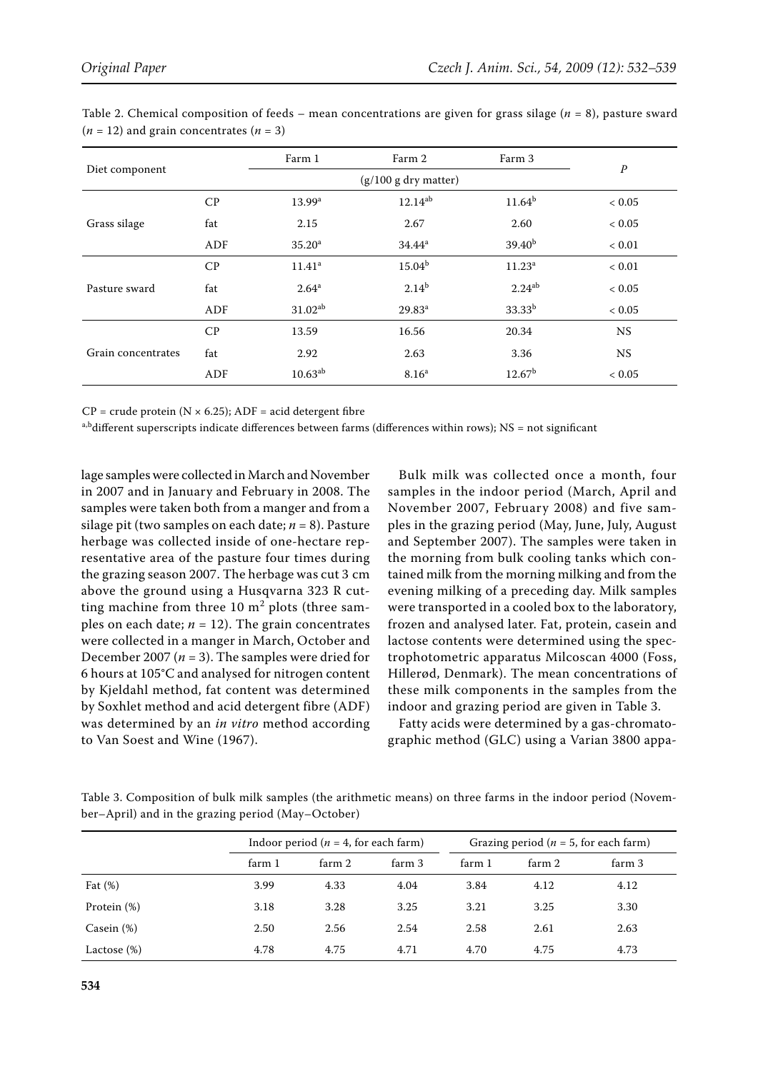Table 2. Chemical composition of feeds – mean concentrations are given for grass silage ($n$ = 8), pasture sward ($n$ = 12) and grain concentrates ($n$ = 3)

| Diet component | | Farm 1 | Farm 2 | Farm 3 | $P$ |
|---|---|---|---|---|---|
| | | (g/100 g dry matter) | | | |
| Grass silage | CP | 13.99[a] | 12.14[ab] | 11.64[b] | < 0.05 |
| | fat | 2.15 | 2.67 | 2.60 | < 0.05 |
| | ADF | 35.20[a] | 34.44[a] | 39.40[b] | < 0.01 |
| Pasture sward | CP | 11.41[a] | 15.04[b] | 11.23[a] | < 0.01 |
| | fat | 2.64[a] | 2.14[b] | 2.24[ab] | < 0.05 |
| | ADF | 31.02[ab] | 29.83[a] | 33.33[b] | < 0.05 |
| Grain concentrates | CP | 13.59 | 16.56 | 20.34 | NS |
| | fat | 2.92 | 2.63 | 3.36 | NS |
| | ADF | 10.63[ab] | 8.16[a] | 12.67[b] | < 0.05 |

CP = crude protein (N × 6.25); ADF = acid detergent fibre

[a,b]different superscripts indicate differences between farms (differences within rows); NS = not significant

lage samples were collected in March and November in 2007 and in January and February in 2008. The samples were taken both from a manger and from a silage pit (two samples on each date; $n = 8$). Pasture herbage was collected inside of one-hectare representative area of the pasture four times during the grazing season 2007. The herbage was cut 3 cm above the ground using a Husqvarna 323 R cutting machine from three 10 m$^2$ plots (three samples on each date; $n = 12$). The grain concentrates were collected in a manger in March, October and December 2007 ($n = 3$). The samples were dried for 6 hours at 105°C and analysed for nitrogen content by Kjeldahl method, fat content was determined by Soxhlet method and acid detergent fibre (ADF) was determined by an *in vitro* method according to Van Soest and Wine (1967).

Bulk milk was collected once a month, four samples in the indoor period (March, April and November 2007, February 2008) and five samples in the grazing period (May, June, July, August and September 2007). The samples were taken in the morning from bulk cooling tanks which contained milk from the morning milking and from the evening milking of a preceding day. Milk samples were transported in a cooled box to the laboratory, frozen and analysed later. Fat, protein, casein and lactose contents were determined using the spectrophotometric apparatus Milcoscan 4000 (Foss, Hillerød, Denmark). The mean concentrations of these milk components in the samples from the indoor and grazing period are given in Table 3.

Fatty acids were determined by a gas-chromatographic method (GLC) using a Varian 3800 appa-

Table 3. Composition of bulk milk samples (the arithmetic means) on three farms in the indoor period (November–April) and in the grazing period (May–October)

| | Indoor period ($n$ = 4, for each farm) | | | Grazing period ($n$ = 5, for each farm) | | |
|---|---|---|---|---|---|---|
| | farm 1 | farm 2 | farm 3 | farm 1 | farm 2 | farm 3 |
| Fat (%) | 3.99 | 4.33 | 4.04 | 3.84 | 4.12 | 4.12 |
| Protein (%) | 3.18 | 3.28 | 3.25 | 3.21 | 3.25 | 3.30 |
| Casein (%) | 2.50 | 2.56 | 2.54 | 2.58 | 2.61 | 2.63 |
| Lactose (%) | 4.78 | 4.75 | 4.71 | 4.70 | 4.75 | 4.73 |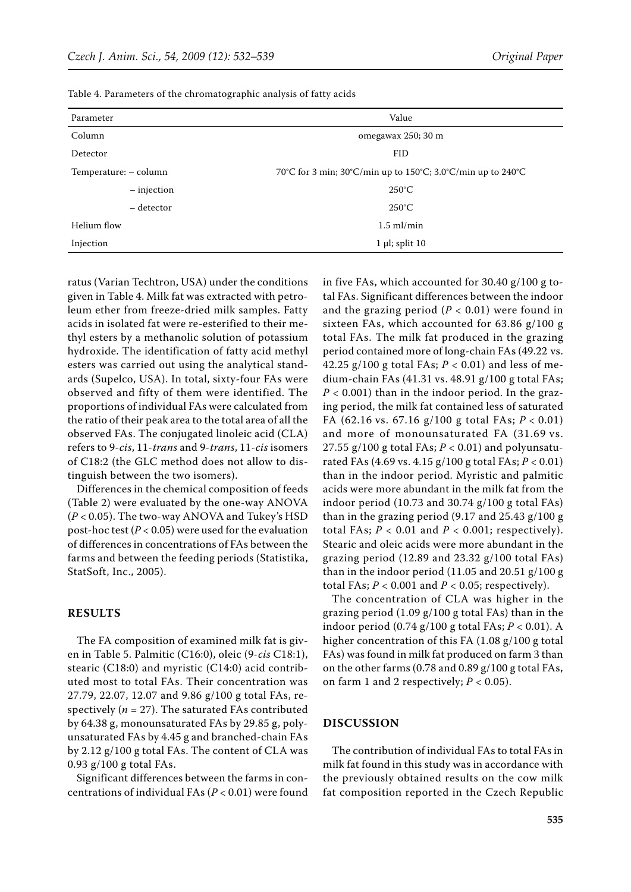Table 4. Parameters of the chromatographic analysis of fatty acids

| Parameter | Value |
|---|---|
| Column | omegawax 250; 30 m |
| Detector | FID |
| Temperature: – column | 70°C for 3 min; 30°C/min up to 150°C; 3.0°C/min up to 240°C |
| – injection | 250°C |
| – detector | 250°C |
| Helium flow | 1.5 ml/min |
| Injection | 1 µl; split 10 |

ratus (Varian Techtron, USA) under the conditions given in Table 4. Milk fat was extracted with petroleum ether from freeze-dried milk samples. Fatty acids in isolated fat were re-esterified to their methyl esters by a methanolic solution of potassium hydroxide. The identification of fatty acid methyl esters was carried out using the analytical standards (Supelco, USA). In total, sixty-four FAs were observed and fifty of them were identified. The proportions of individual FAs were calculated from the ratio of their peak area to the total area of all the observed FAs. The conjugated linoleic acid (CLA) refers to 9-*cis*, 11-*trans* and 9-*trans*, 11-*cis* isomers of C18:2 (the GLC method does not allow to distinguish between the two isomers).

Differences in the chemical composition of feeds (Table 2) were evaluated by the one-way ANOVA ($P < 0.05$). The two-way ANOVA and Tukey's HSD post-hoc test ($P < 0.05$) were used for the evaluation of differences in concentrations of FAs between the farms and between the feeding periods (Statistika, StatSoft, Inc., 2005).

## RESULTS

The FA composition of examined milk fat is given in Table 5. Palmitic (C16:0), oleic (9-*cis* C18:1), stearic (C18:0) and myristic (C14:0) acid contributed most to total FAs. Their concentration was 27.79, 22.07, 12.07 and 9.86 g/100 g total FAs, respectively ($n = 27$). The saturated FAs contributed by 64.38 g, monounsaturated FAs by 29.85 g, polyunsaturated FAs by 4.45 g and branched-chain FAs by 2.12 g/100 g total FAs. The content of CLA was 0.93 g/100 g total FAs.

Significant differences between the farms in concentrations of individual FAs ($P < 0.01$) were found in five FAs, which accounted for 30.40 g/100 g total FAs. Significant differences between the indoor and the grazing period ($P < 0.01$) were found in sixteen FAs, which accounted for 63.86 g/100 g total FAs. The milk fat produced in the grazing period contained more of long-chain FAs (49.22 vs. 42.25 g/100 g total FAs; $P < 0.01$) and less of medium-chain FAs (41.31 vs. 48.91 g/100 g total FAs; $P < 0.001$) than in the indoor period. In the grazing period, the milk fat contained less of saturated FA (62.16 vs. 67.16 g/100 g total FAs; $P < 0.01$) and more of monounsaturated FA (31.69 vs. 27.55 g/100 g total FAs; $P < 0.01$) and polyunsaturated FAs (4.69 vs. 4.15 g/100 g total FAs; $P < 0.01$) than in the indoor period. Myristic and palmitic acids were more abundant in the milk fat from the indoor period (10.73 and 30.74 g/100 g total FAs) than in the grazing period (9.17 and 25.43 g/100 g total FAs; $P < 0.01$ and $P < 0.001$; respectively). Stearic and oleic acids were more abundant in the grazing period (12.89 and 23.32 g/100 total FAs) than in the indoor period (11.05 and 20.51 g/100 g total FAs; $P < 0.001$ and $P < 0.05$; respectively).

The concentration of CLA was higher in the grazing period (1.09 g/100 g total FAs) than in the indoor period (0.74 g/100 g total FAs; $P < 0.01$). A higher concentration of this FA (1.08 g/100 g total FAs) was found in milk fat produced on farm 3 than on the other farms (0.78 and 0.89 g/100 g total FAs, on farm 1 and 2 respectively; $P < 0.05$).

## DISCUSSION

The contribution of individual FAs to total FAs in milk fat found in this study was in accordance with the previously obtained results on the cow milk fat composition reported in the Czech Republic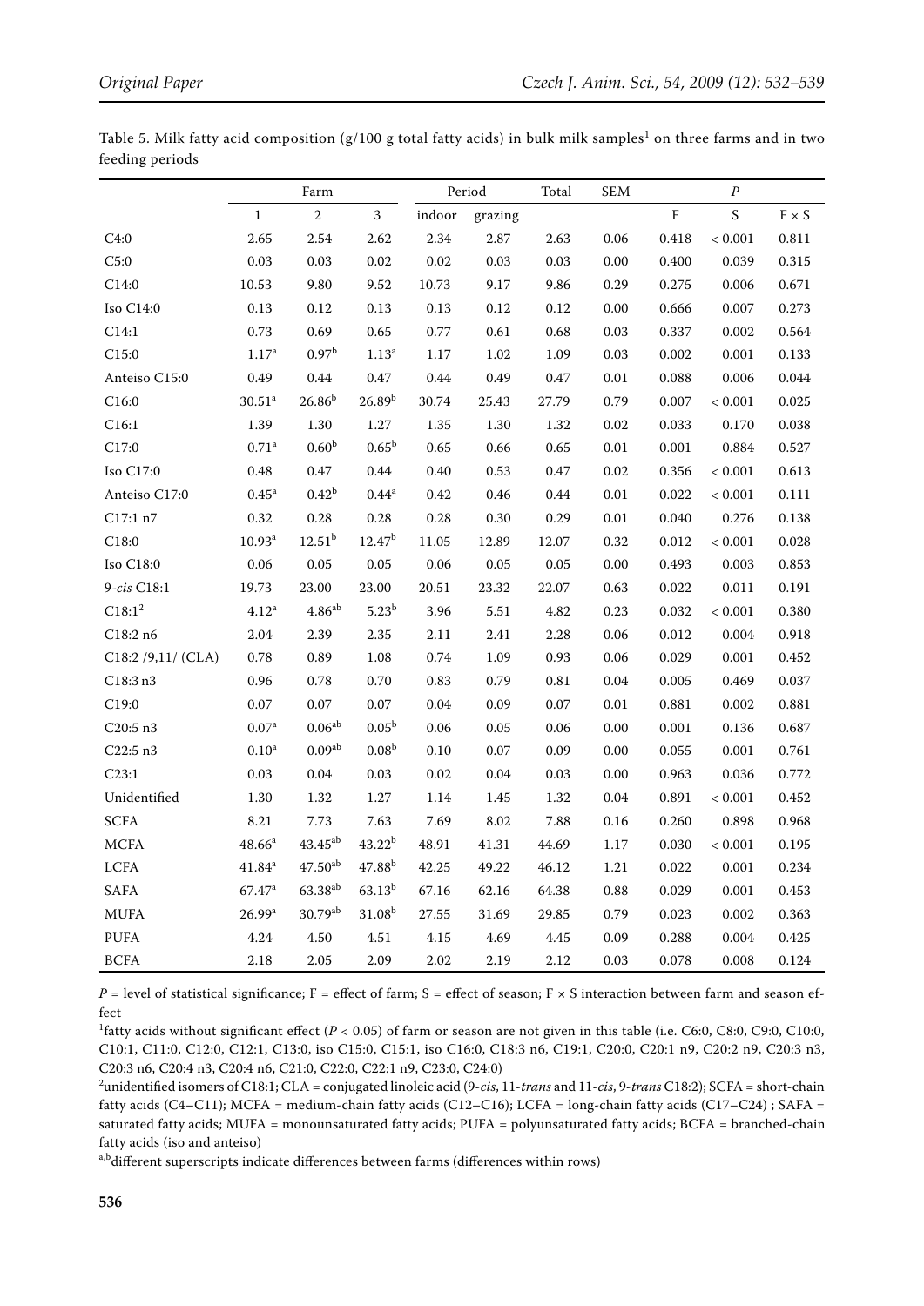Table 5. Milk fatty acid composition (g/100 g total fatty acids) in bulk milk samples[1] on three farms and in two feeding periods

| | Farm | | | Period | | Total | SEM | *P* | | |
|---|---|---|---|---|---|---|---|---|---|---|
| | 1 | 2 | 3 | indoor | grazing | | | F | S | F × S |
| C4:0 | 2.65 | 2.54 | 2.62 | 2.34 | 2.87 | 2.63 | 0.06 | 0.418 | < 0.001 | 0.811 |
| C5:0 | 0.03 | 0.03 | 0.02 | 0.02 | 0.03 | 0.03 | 0.00 | 0.400 | 0.039 | 0.315 |
| C14:0 | 10.53 | 9.80 | 9.52 | 10.73 | 9.17 | 9.86 | 0.29 | 0.275 | 0.006 | 0.671 |
| Iso C14:0 | 0.13 | 0.12 | 0.13 | 0.13 | 0.12 | 0.12 | 0.00 | 0.666 | 0.007 | 0.273 |
| C14:1 | 0.73 | 0.69 | 0.65 | 0.77 | 0.61 | 0.68 | 0.03 | 0.337 | 0.002 | 0.564 |
| C15:0 | 1.17[a] | 0.97[b] | 1.13[a] | 1.17 | 1.02 | 1.09 | 0.03 | 0.002 | 0.001 | 0.133 |
| Anteiso C15:0 | 0.49 | 0.44 | 0.47 | 0.44 | 0.49 | 0.47 | 0.01 | 0.088 | 0.006 | 0.044 |
| C16:0 | 30.51[a] | 26.86[b] | 26.89[b] | 30.74 | 25.43 | 27.79 | 0.79 | 0.007 | < 0.001 | 0.025 |
| C16:1 | 1.39 | 1.30 | 1.27 | 1.35 | 1.30 | 1.32 | 0.02 | 0.033 | 0.170 | 0.038 |
| C17:0 | 0.71[a] | 0.60[b] | 0.65[b] | 0.65 | 0.66 | 0.65 | 0.01 | 0.001 | 0.884 | 0.527 |
| Iso C17:0 | 0.48 | 0.47 | 0.44 | 0.40 | 0.53 | 0.47 | 0.02 | 0.356 | < 0.001 | 0.613 |
| Anteiso C17:0 | 0.45[a] | 0.42[b] | 0.44[a] | 0.42 | 0.46 | 0.44 | 0.01 | 0.022 | < 0.001 | 0.111 |
| C17:1 n7 | 0.32 | 0.28 | 0.28 | 0.28 | 0.30 | 0.29 | 0.01 | 0.040 | 0.276 | 0.138 |
| C18:0 | 10.93[a] | 12.51[b] | 12.47[b] | 11.05 | 12.89 | 12.07 | 0.32 | 0.012 | < 0.001 | 0.028 |
| Iso C18:0 | 0.06 | 0.05 | 0.05 | 0.06 | 0.05 | 0.05 | 0.00 | 0.493 | 0.003 | 0.853 |
| 9-*cis* C18:1 | 19.73 | 23.00 | 23.00 | 20.51 | 23.32 | 22.07 | 0.63 | 0.022 | 0.011 | 0.191 |
| C18:1[2] | 4.12[a] | 4.86[ab] | 5.23[b] | 3.96 | 5.51 | 4.82 | 0.23 | 0.032 | < 0.001 | 0.380 |
| C18:2 n6 | 2.04 | 2.39 | 2.35 | 2.11 | 2.41 | 2.28 | 0.06 | 0.012 | 0.004 | 0.918 |
| C18:2 /9,11/ (CLA) | 0.78 | 0.89 | 1.08 | 0.74 | 1.09 | 0.93 | 0.06 | 0.029 | 0.001 | 0.452 |
| C18:3 n3 | 0.96 | 0.78 | 0.70 | 0.83 | 0.79 | 0.81 | 0.04 | 0.005 | 0.469 | 0.037 |
| C19:0 | 0.07 | 0.07 | 0.07 | 0.04 | 0.09 | 0.07 | 0.01 | 0.881 | 0.002 | 0.881 |
| C20:5 n3 | 0.07[a] | 0.06[ab] | 0.05[b] | 0.06 | 0.05 | 0.06 | 0.00 | 0.001 | 0.136 | 0.687 |
| C22:5 n3 | 0.10[a] | 0.09[ab] | 0.08[b] | 0.10 | 0.07 | 0.09 | 0.00 | 0.055 | 0.001 | 0.761 |
| C23:1 | 0.03 | 0.04 | 0.03 | 0.02 | 0.04 | 0.03 | 0.00 | 0.963 | 0.036 | 0.772 |
| Unidentified | 1.30 | 1.32 | 1.27 | 1.14 | 1.45 | 1.32 | 0.04 | 0.891 | < 0.001 | 0.452 |
| SCFA | 8.21 | 7.73 | 7.63 | 7.69 | 8.02 | 7.88 | 0.16 | 0.260 | 0.898 | 0.968 |
| MCFA | 48.66[a] | 43.45[ab] | 43.22[b] | 48.91 | 41.31 | 44.69 | 1.17 | 0.030 | < 0.001 | 0.195 |
| LCFA | 41.84[a] | 47.50[ab] | 47.88[b] | 42.25 | 49.22 | 46.12 | 1.21 | 0.022 | 0.001 | 0.234 |
| SAFA | 67.47[a] | 63.38[ab] | 63.13[b] | 67.16 | 62.16 | 64.38 | 0.88 | 0.029 | 0.001 | 0.453 |
| MUFA | 26.99[a] | 30.79[ab] | 31.08[b] | 27.55 | 31.69 | 29.85 | 0.79 | 0.023 | 0.002 | 0.363 |
| PUFA | 4.24 | 4.50 | 4.51 | 4.15 | 4.69 | 4.45 | 0.09 | 0.288 | 0.004 | 0.425 |
| BCFA | 2.18 | 2.05 | 2.09 | 2.02 | 2.19 | 2.12 | 0.03 | 0.078 | 0.008 | 0.124 |

*P* = level of statistical significance; F = effect of farm; S = effect of season; F × S interaction between farm and season effect

[1]fatty acids without significant effect ($P < 0.05$) of farm or season are not given in this table (i.e. C6:0, C8:0, C9:0, C10:0, C10:1, C11:0, C12:0, C12:1, C13:0, iso C15:0, C15:1, iso C16:0, C18:3 n6, C19:1, C20:0, C20:1 n9, C20:2 n9, C20:3 n3, C20:3 n6, C20:4 n3, C20:4 n6, C21:0, C22:0, C22:1 n9, C23:0, C24:0)

[2]unidentified isomers of C18:1; CLA = conjugated linoleic acid (9-*cis*, 11-*trans* and 11-*cis*, 9-*trans* C18:2); SCFA = short-chain fatty acids (C4–C11); MCFA = medium-chain fatty acids (C12–C16); LCFA = long-chain fatty acids (C17–C24) ; SAFA = saturated fatty acids; MUFA = monounsaturated fatty acids; PUFA = polyunsaturated fatty acids; BCFA = branched-chain fatty acids (iso and anteiso)

[a,b]different superscripts indicate differences between farms (differences within rows)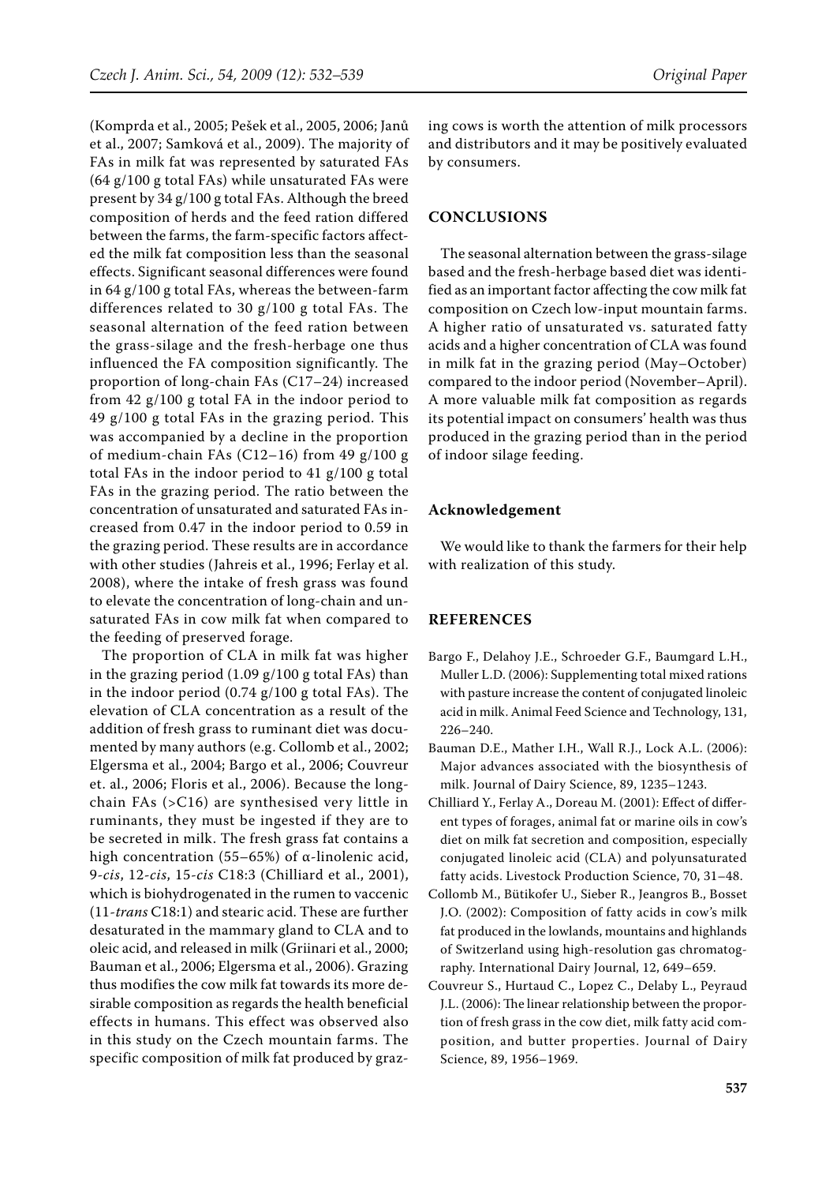(Komprda et al., 2005; Pešek et al., 2005, 2006; Janů et al., 2007; Samková et al., 2009). The majority of FAs in milk fat was represented by saturated FAs (64 g/100 g total FAs) while unsaturated FAs were present by 34 g/100 g total FAs. Although the breed composition of herds and the feed ration differed between the farms, the farm-specific factors affected the milk fat composition less than the seasonal effects. Significant seasonal differences were found in 64 g/100 g total FAs, whereas the between-farm differences related to 30 g/100 g total FAs. The seasonal alternation of the feed ration between the grass-silage and the fresh-herbage one thus influenced the FA composition significantly. The proportion of long-chain FAs (C17–24) increased from 42 g/100 g total FA in the indoor period to 49 g/100 g total FAs in the grazing period. This was accompanied by a decline in the proportion of medium-chain FAs (C12–16) from 49 g/100 g total FAs in the indoor period to 41 g/100 g total FAs in the grazing period. The ratio between the concentration of unsaturated and saturated FAs increased from 0.47 in the indoor period to 0.59 in the grazing period. These results are in accordance with other studies (Jahreis et al., 1996; Ferlay et al. 2008), where the intake of fresh grass was found to elevate the concentration of long-chain and unsaturated FAs in cow milk fat when compared to the feeding of preserved forage.

The proportion of CLA in milk fat was higher in the grazing period (1.09 g/100 g total FAs) than in the indoor period (0.74 g/100 g total FAs). The elevation of CLA concentration as a result of the addition of fresh grass to ruminant diet was documented by many authors (e.g. Collomb et al., 2002; Elgersma et al., 2004; Bargo et al., 2006; Couvreur et. al., 2006; Floris et al., 2006). Because the long-chain FAs (>C16) are synthesised very little in ruminants, they must be ingested if they are to be secreted in milk. The fresh grass fat contains a high concentration (55–65%) of α-linolenic acid, 9-*cis*, 12-*cis*, 15-*cis* C18:3 (Chilliard et al., 2001), which is biohydrogenated in the rumen to vaccenic (11-*trans* C18:1) and stearic acid. These are further desaturated in the mammary gland to CLA and to oleic acid, and released in milk (Griinari et al., 2000; Bauman et al., 2006; Elgersma et al., 2006). Grazing thus modifies the cow milk fat towards its more desirable composition as regards the health beneficial effects in humans. This effect was observed also in this study on the Czech mountain farms. The specific composition of milk fat produced by grazing cows is worth the attention of milk processors and distributors and it may be positively evaluated by consumers.

## CONCLUSIONS

The seasonal alternation between the grass-silage based and the fresh-herbage based diet was identified as an important factor affecting the cow milk fat composition on Czech low-input mountain farms. A higher ratio of unsaturated vs. saturated fatty acids and a higher concentration of CLA was found in milk fat in the grazing period (May–October) compared to the indoor period (November–April). A more valuable milk fat composition as regards its potential impact on consumers' health was thus produced in the grazing period than in the period of indoor silage feeding.

### Acknowledgement

We would like to thank the farmers for their help with realization of this study.

## REFERENCES

Bargo F., Delahoy J.E., Schroeder G.F., Baumgard L.H., Muller L.D. (2006): Supplementing total mixed rations with pasture increase the content of conjugated linoleic acid in milk. Animal Feed Science and Technology, 131, 226–240.

Bauman D.E., Mather I.H., Wall R.J., Lock A.L. (2006): Major advances associated with the biosynthesis of milk. Journal of Dairy Science, 89, 1235–1243.

Chilliard Y., Ferlay A., Doreau M. (2001): Effect of different types of forages, animal fat or marine oils in cow's diet on milk fat secretion and composition, especially conjugated linoleic acid (CLA) and polyunsaturated fatty acids. Livestock Production Science, 70, 31–48.

Collomb M., Bütikofer U., Sieber R., Jeangros B., Bosset J.O. (2002): Composition of fatty acids in cow's milk fat produced in the lowlands, mountains and highlands of Switzerland using high-resolution gas chromatography. International Dairy Journal, 12, 649–659.

Couvreur S., Hurtaud C., Lopez C., Delaby L., Peyraud J.L. (2006): The linear relationship between the proportion of fresh grass in the cow diet, milk fatty acid composition, and butter properties. Journal of Dairy Science, 89, 1956–1969.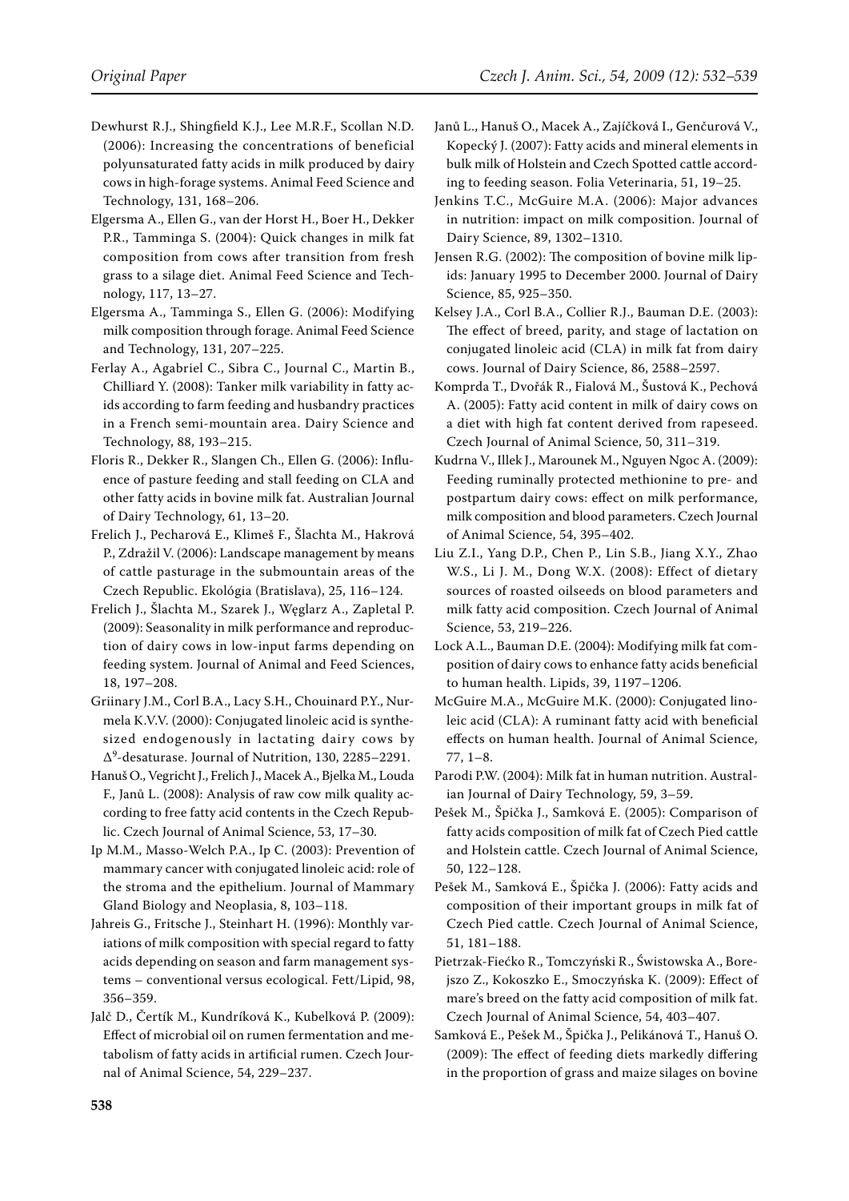Dewhurst R.J., Shingfield K.J., Lee M.R.F., Scollan N.D. (2006): Increasing the concentrations of beneficial polyunsaturated fatty acids in milk produced by dairy cows in high-forage systems. Animal Feed Science and Technology, 131, 168–206.

Elgersma A., Ellen G., van der Horst H., Boer H., Dekker P.R., Tamminga S. (2004): Quick changes in milk fat composition from cows after transition from fresh grass to a silage diet. Animal Feed Science and Technology, 117, 13–27.

Elgersma A., Tamminga S., Ellen G. (2006): Modifying milk composition through forage. Animal Feed Science and Technology, 131, 207–225.

Ferlay A., Agabriel C., Sibra C., Journal C., Martin B., Chilliard Y. (2008): Tanker milk variability in fatty acids according to farm feeding and husbandry practices in a French semi-mountain area. Dairy Science and Technology, 88, 193–215.

Floris R., Dekker R., Slangen Ch., Ellen G. (2006): Influence of pasture feeding and stall feeding on CLA and other fatty acids in bovine milk fat. Australian Journal of Dairy Technology, 61, 13–20.

Frelich J., Pecharová E., Klimeš F., Šlachta M., Hakrová P., Zdražil V. (2006): Landscape management by means of cattle pasturage in the submountain areas of the Czech Republic. Ekológia (Bratislava), 25, 116–124.

Frelich J., Šlachta M., Szarek J., Węglarz A., Zapletal P. (2009): Seasonality in milk performance and reproduction of dairy cows in low-input farms depending on feeding system. Journal of Animal and Feed Sciences, 18, 197–208.

Griinary J.M., Corl B.A., Lacy S.H., Chouinard P.Y., Nurmela K.V.V. (2000): Conjugated linoleic acid is synthesized endogenously in lactating dairy cows by $\Delta^9$-desaturase. Journal of Nutrition, 130, 2285–2291.

Hanuš O., Vegricht J., Frelich J., Macek A., Bjelka M., Louda F., Janů L. (2008): Analysis of raw cow milk quality according to free fatty acid contents in the Czech Republic. Czech Journal of Animal Science, 53, 17–30.

Ip M.M., Masso-Welch P.A., Ip C. (2003): Prevention of mammary cancer with conjugated linoleic acid: role of the stroma and the epithelium. Journal of Mammary Gland Biology and Neoplasia, 8, 103–118.

Jahreis G., Fritsche J., Steinhart H. (1996): Monthly variations of milk composition with special regard to fatty acids depending on season and farm management systems – conventional versus ecological. Fett/Lipid, 98, 356–359.

Jalč D., Čertík M., Kundríková K., Kubelková P. (2009): Effect of microbial oil on rumen fermentation and metabolism of fatty acids in artificial rumen. Czech Journal of Animal Science, 54, 229–237.

Janů L., Hanuš O., Macek A., Zajíčková I., Genčurová V., Kopecký J. (2007): Fatty acids and mineral elements in bulk milk of Holstein and Czech Spotted cattle according to feeding season. Folia Veterinaria, 51, 19–25.

Jenkins T.C., McGuire M.A. (2006): Major advances in nutrition: impact on milk composition. Journal of Dairy Science, 89, 1302–1310.

Jensen R.G. (2002): The composition of bovine milk lipids: January 1995 to December 2000. Journal of Dairy Science, 85, 925–350.

Kelsey J.A., Corl B.A., Collier R.J., Bauman D.E. (2003): The effect of breed, parity, and stage of lactation on conjugated linoleic acid (CLA) in milk fat from dairy cows. Journal of Dairy Science, 86, 2588–2597.

Komprda T., Dvořák R., Fialová M., Šustová K., Pechová A. (2005): Fatty acid content in milk of dairy cows on a diet with high fat content derived from rapeseed. Czech Journal of Animal Science, 50, 311–319.

Kudrna V., Illek J., Marounek M., Nguyen Ngoc A. (2009): Feeding ruminally protected methionine to pre- and postpartum dairy cows: effect on milk performance, milk composition and blood parameters. Czech Journal of Animal Science, 54, 395–402.

Liu Z.I., Yang D.P., Chen P., Lin S.B., Jiang X.Y., Zhao W.S., Li J. M., Dong W.X. (2008): Effect of dietary sources of roasted oilseeds on blood parameters and milk fatty acid composition. Czech Journal of Animal Science, 53, 219–226.

Lock A.L., Bauman D.E. (2004): Modifying milk fat composition of dairy cows to enhance fatty acids beneficial to human health. Lipids, 39, 1197–1206.

McGuire M.A., McGuire M.K. (2000): Conjugated linoleic acid (CLA): A ruminant fatty acid with beneficial effects on human health. Journal of Animal Science, 77, 1–8.

Parodi P.W. (2004): Milk fat in human nutrition. Australian Journal of Dairy Technology, 59, 3–59.

Pešek M., Špička J., Samková E. (2005): Comparison of fatty acids composition of milk fat of Czech Pied cattle and Holstein cattle. Czech Journal of Animal Science, 50, 122–128.

Pešek M., Samková E., Špička J. (2006): Fatty acids and composition of their important groups in milk fat of Czech Pied cattle. Czech Journal of Animal Science, 51, 181–188.

Pietrzak-Fiećko R., Tomczyński R., Świstowska A., Borejszo Z., Kokoszko E., Smoczyńska K. (2009): Effect of mare's breed on the fatty acid composition of milk fat. Czech Journal of Animal Science, 54, 403–407.

Samková E., Pešek M., Špička J., Pelikánová T., Hanuš O. (2009): The effect of feeding diets markedly differing in the proportion of grass and maize silages on bovine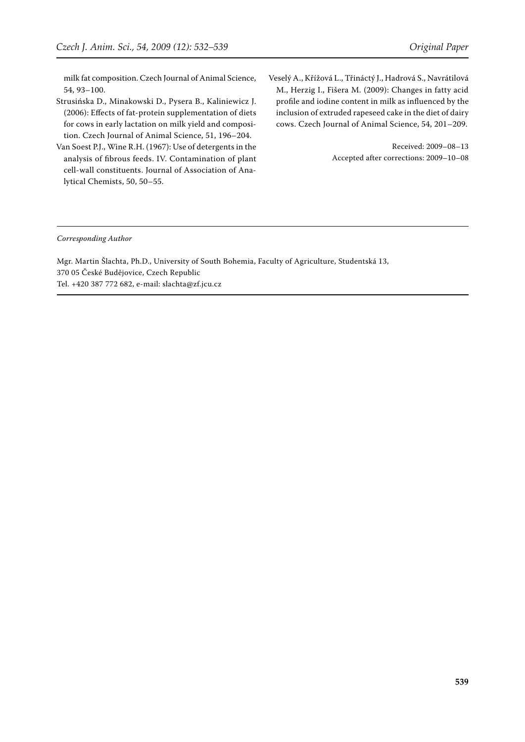milk fat composition. Czech Journal of Animal Science, 54, 93–100.

Strusińska D., Minakowski D., Pysera B., Kaliniewicz J. (2006): Effects of fat-protein supplementation of diets for cows in early lactation on milk yield and composition. Czech Journal of Animal Science, 51, 196–204.

Van Soest P.J., Wine R.H. (1967): Use of detergents in the analysis of fibrous feeds. IV. Contamination of plant cell-wall constituents. Journal of Association of Analytical Chemists, 50, 50–55.

Veselý A., Křížová L., Třináctý J., Hadrová S., Navrátilová M., Herzig I., Fišera M. (2009): Changes in fatty acid profile and iodine content in milk as influenced by the inclusion of extruded rapeseed cake in the diet of dairy cows. Czech Journal of Animal Science, 54, 201–209.

Received: 2009–08–13
Accepted after corrections: 2009–10–08

*Corresponding Author*

Mgr. Martin Šlachta, Ph.D., University of South Bohemia, Faculty of Agriculture, Studentská 13, 370 05 České Budějovice, Czech Republic
Tel. +420 387 772 682, e-mail: slachta@zf.jcu.cz